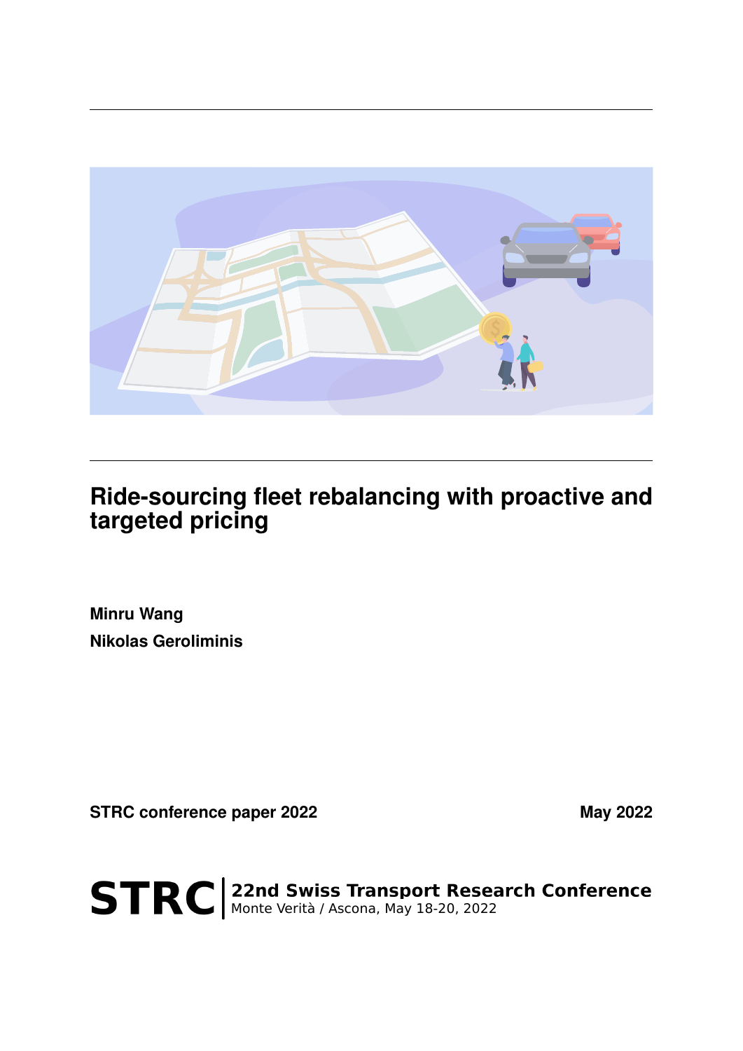# Ride-sourcing fleet rebalancing with proactive and targeted pricing

**Minru Wang**

**Nikolas Geroliminis**

**STRC conference paper 2022** **May 2022**

**STRC** | **22nd Swiss Transport Research Conference**
Monte Verità / Ascona, May 18-20, 2022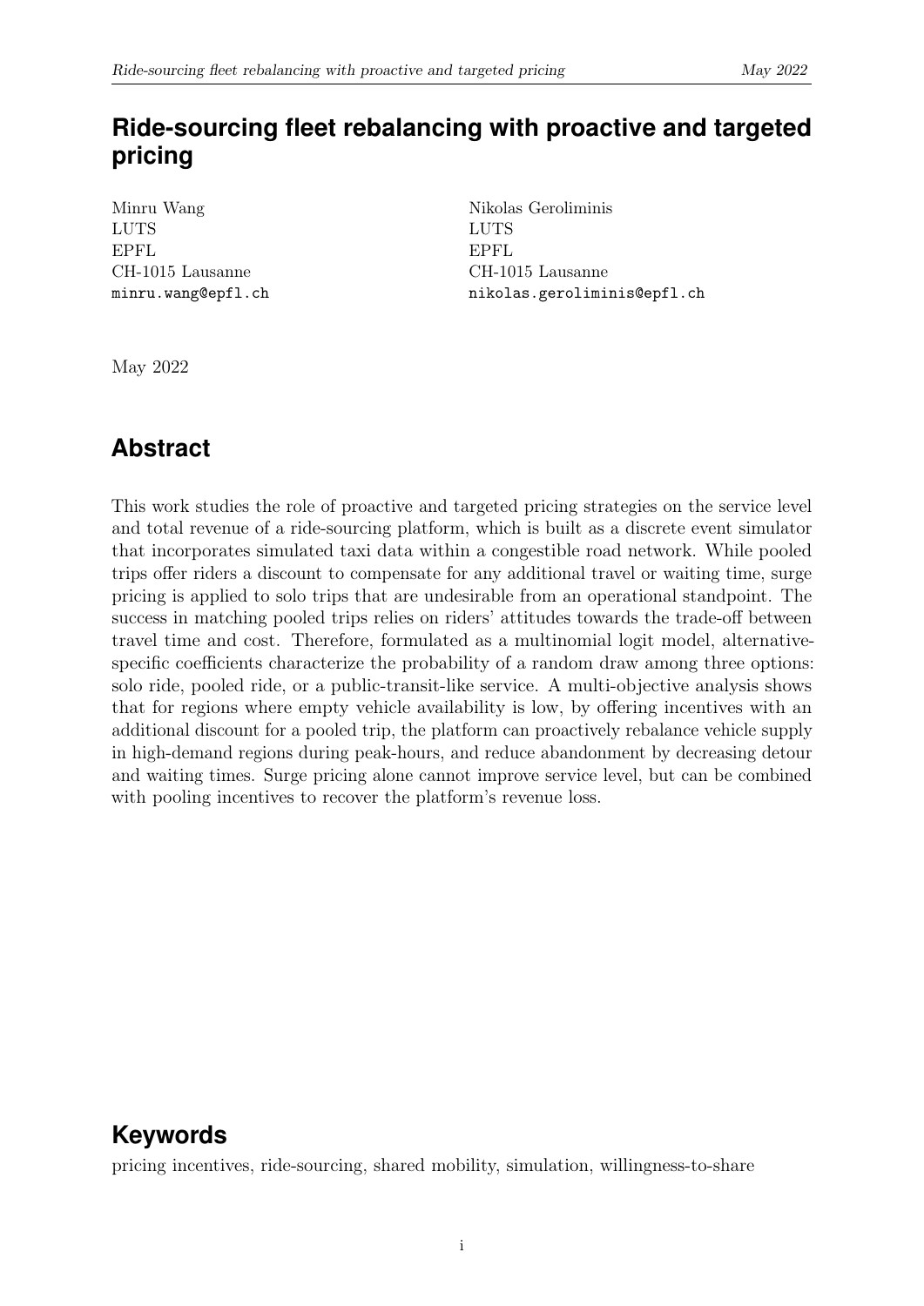# Ride-sourcing fleet rebalancing with proactive and targeted pricing

Minru Wang
LUTS
EPFL
CH-1015 Lausanne
minru.wang@epfl.ch

Nikolas Geroliminis
LUTS
EPFL
CH-1015 Lausanne
nikolas.geroliminis@epfl.ch

May 2022

## Abstract

This work studies the role of proactive and targeted pricing strategies on the service level and total revenue of a ride-sourcing platform, which is built as a discrete event simulator that incorporates simulated taxi data within a congestible road network. While pooled trips offer riders a discount to compensate for any additional travel or waiting time, surge pricing is applied to solo trips that are undesirable from an operational standpoint. The success in matching pooled trips relies on riders' attitudes towards the trade-off between travel time and cost. Therefore, formulated as a multinomial logit model, alternative-specific coefficients characterize the probability of a random draw among three options: solo ride, pooled ride, or a public-transit-like service. A multi-objective analysis shows that for regions where empty vehicle availability is low, by offering incentives with an additional discount for a pooled trip, the platform can proactively rebalance vehicle supply in high-demand regions during peak-hours, and reduce abandonment by decreasing detour and waiting times. Surge pricing alone cannot improve service level, but can be combined with pooling incentives to recover the platform's revenue loss.

## Keywords

pricing incentives, ride-sourcing, shared mobility, simulation, willingness-to-share